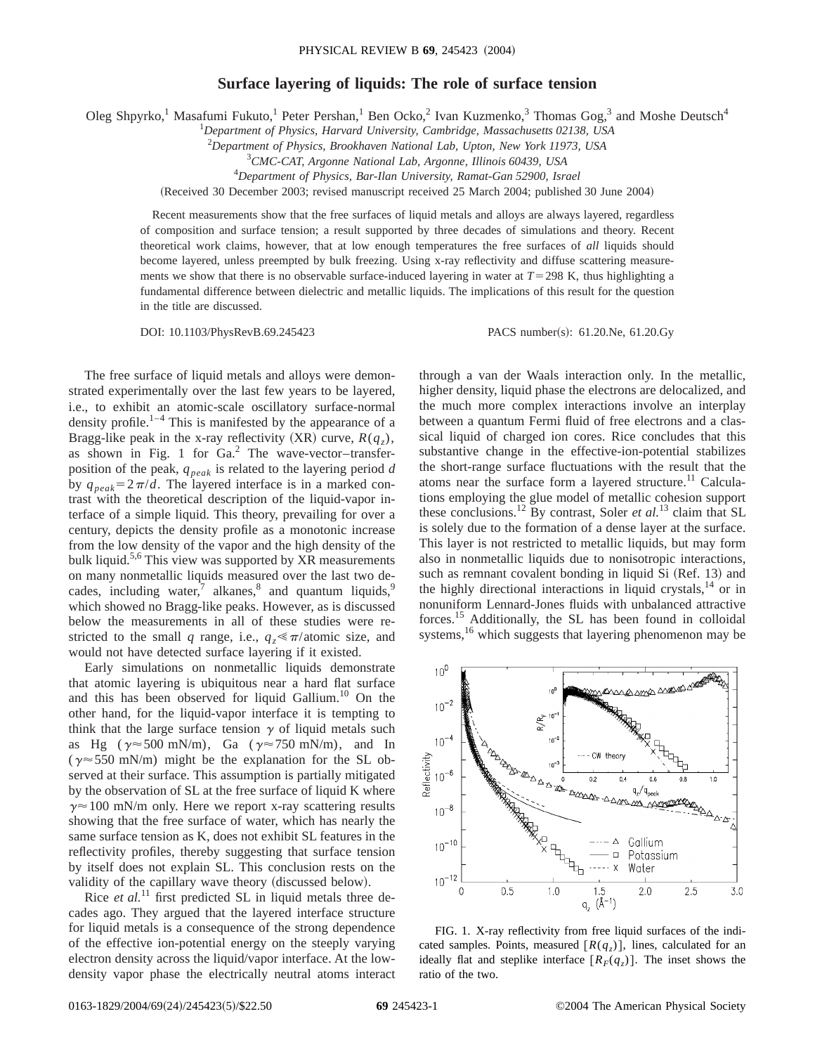# Surface layering of liquids: The role of surface tension

Oleg Shpyrko,[1] Masafumi Fukuto,[1] Peter Pershan,[1] Ben Ocko,[2] Ivan Kuzmenko,[3] Thomas Gog,[3] and Moshe Deutsch[4]

[1]*Department of Physics, Harvard University, Cambridge, Massachusetts 02138, USA*
[2]*Department of Physics, Brookhaven National Lab, Upton, New York 11973, USA*
[3]*CMC-CAT, Argonne National Lab, Argonne, Illinois 60439, USA*
[4]*Department of Physics, Bar-Ilan University, Ramat-Gan 52900, Israel*

(Received 30 December 2003; revised manuscript received 25 March 2004; published 30 June 2004)

Recent measurements show that the free surfaces of liquid metals and alloys are always layered, regardless of composition and surface tension; a result supported by three decades of simulations and theory. Recent theoretical work claims, however, that at low enough temperatures the free surfaces of *all* liquids should become layered, unless preempted by bulk freezing. Using x-ray reflectivity and diffuse scattering measurements we show that there is no observable surface-induced layering in water at $T=298$ K, thus highlighting a fundamental difference between dielectric and metallic liquids. The implications of this result for the question in the title are discussed.

DOI: 10.1103/PhysRevB.69.245423 PACS number(s): 61.20.Ne, 61.20.Gy

The free surface of liquid metals and alloys were demonstrated experimentally over the last few years to be layered, i.e., to exhibit an atomic-scale oscillatory surface-normal density profile.[1–4] This is manifested by the appearance of a Bragg-like peak in the x-ray reflectivity (XR) curve, $R(q_z)$, as shown in Fig. 1 for Ga.[2] The wave-vector–transfer-position of the peak, $q_{peak}$ is related to the layering period $d$ by $q_{peak}=2\pi/d$. The layered interface is in a marked contrast with the theoretical description of the liquid-vapor interface of a simple liquid. This theory, prevailing for over a century, depicts the density profile as a monotonic increase from the low density of the vapor and the high density of the bulk liquid.[5,6] This view was supported by XR measurements on many nonmetallic liquids measured over the last two decades, including water,[7] alkanes,[8] and quantum liquids,[9] which showed no Bragg-like peaks. However, as is discussed below the measurements in all of these studies were restricted to the small $q$ range, i.e., $q_z \ll \pi/\text{atomic size}$, and would not have detected surface layering if it existed.

Early simulations on nonmetallic liquids demonstrate that atomic layering is ubiquitous near a hard flat surface and this has been observed for liquid Gallium.[10] On the other hand, for the liquid-vapor interface it is tempting to think that the large surface tension $\gamma$ of liquid metals such as Hg ($\gamma \approx 500$ mN/m), Ga ($\gamma \approx 750$ mN/m), and In ($\gamma \approx 550$ mN/m) might be the explanation for the SL observed at their surface. This assumption is partially mitigated by the observation of SL at the free surface of liquid K where $\gamma \approx 100$ mN/m only. Here we report x-ray scattering results showing that the free surface of water, which has nearly the same surface tension as K, does not exhibit SL features in the reflectivity profiles, thereby suggesting that surface tension by itself does not explain SL. This conclusion rests on the validity of the capillary wave theory (discussed below).

Rice *et al.*[11] first predicted SL in liquid metals three decades ago. They argued that the layered interface structure for liquid metals is a consequence of the strong dependence of the effective ion-potential energy on the steeply varying electron density across the liquid/vapor interface. At the low-density vapor phase the electrically neutral atoms interact through a van der Waals interaction only. In the metallic, higher density, liquid phase the electrons are delocalized, and the much more complex interactions involve an interplay between a quantum Fermi fluid of free electrons and a classical liquid of charged ion cores. Rice concludes that this substantive change in the effective-ion-potential stabilizes the short-range surface fluctuations with the result that the atoms near the surface form a layered structure.[11] Calculations employing the glue model of metallic cohesion support these conclusions.[12] By contrast, Soler *et al.*[13] claim that SL is solely due to the formation of a dense layer at the surface. This layer is not restricted to metallic liquids, but may form also in nonmetallic liquids due to nonisotropic interactions, such as remnant covalent bonding in liquid Si (Ref. 13) and the highly directional interactions in liquid crystals,[14] or in nonuniform Lennard-Jones fluids with unbalanced attractive forces.[15] Additionally, the SL has been found in colloidal systems,[16] which suggests that layering phenomenon may be

FIG. 1. X-ray reflectivity from free liquid surfaces of the indicated samples. Points, measured $[R(q_z)]$, lines, calculated for an ideally flat and steplike interface $[R_F(q_z)]$. The inset shows the ratio of the two.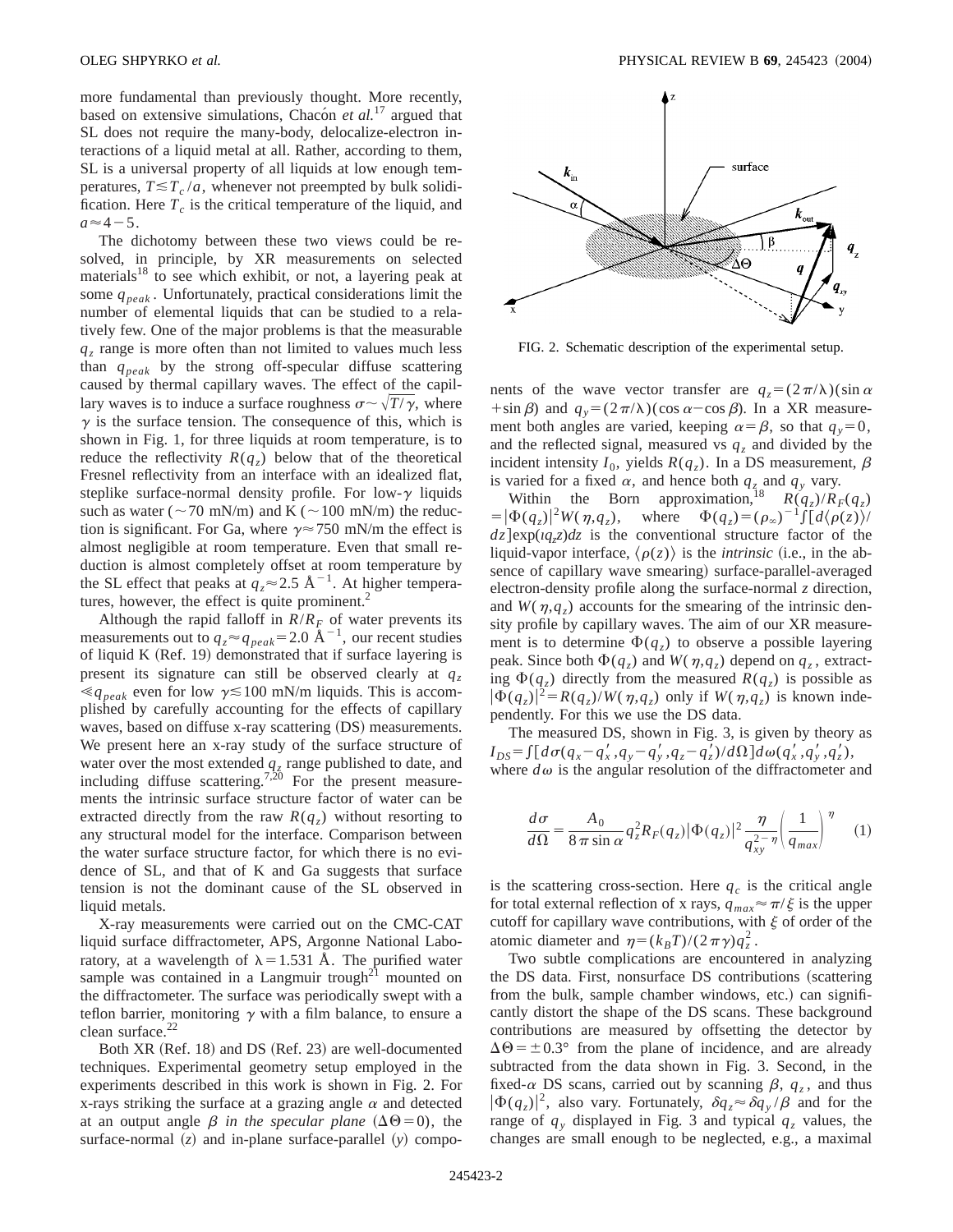more fundamental than previously thought. More recently, based on extensive simulations, Chacón *et al.*[17] argued that SL does not require the many-body, delocalize-electron interactions of a liquid metal at all. Rather, according to them, SL is a universal property of all liquids at low enough temperatures, $T \lesssim T_c/a$, whenever not preempted by bulk solidification. Here $T_c$ is the critical temperature of the liquid, and $a \approx 4-5$.

The dichotomy between these two views could be resolved, in principle, by XR measurements on selected materials[18] to see which exhibit, or not, a layering peak at some $q_{peak}$. Unfortunately, practical considerations limit the number of elemental liquids that can be studied to a relatively few. One of the major problems is that the measurable $q_z$ range is more often than not limited to values much less than $q_{peak}$ by the strong off-specular diffuse scattering caused by thermal capillary waves. The effect of the capillary waves is to induce a surface roughness $\sigma \sim \sqrt{T/\gamma}$, where $\gamma$ is the surface tension. The consequence of this, which is shown in Fig. 1, for three liquids at room temperature, is to reduce the reflectivity $R(q_z)$ below that of the theoretical Fresnel reflectivity from an interface with an idealized flat, steplike surface-normal density profile. For low-$\gamma$ liquids such as water ($\sim$70 mN/m) and K ($\sim$100 mN/m) the reduction is significant. For Ga, where $\gamma \approx 750$ mN/m the effect is almost negligible at room temperature. Even that small reduction is almost completely offset at room temperature by the SL effect that peaks at $q_z \approx 2.5$ Å$^{-1}$. At higher temperatures, however, the effect is quite prominent.[2]

Although the rapid falloff in $R/R_F$ of water prevents its measurements out to $q_z \approx q_{peak} = 2.0$ Å$^{-1}$, our recent studies of liquid K (Ref. 19) demonstrated that if surface layering is present its signature can still be observed clearly at $q_z \ll q_{peak}$ even for low $\gamma \lesssim 100$ mN/m liquids. This is accomplished by carefully accounting for the effects of capillary waves, based on diffuse x-ray scattering (DS) measurements. We present here an x-ray study of the surface structure of water over the most extended $q_z$ range published to date, and including diffuse scattering.[7,20] For the present measurements the intrinsic surface structure factor of water can be extracted directly from the raw $R(q_z)$ without resorting to any structural model for the interface. Comparison between the water surface structure factor, for which there is no evidence of SL, and that of K and Ga suggests that surface tension is not the dominant cause of the SL observed in liquid metals.

X-ray measurements were carried out on the CMC-CAT liquid surface diffractometer, APS, Argonne National Laboratory, at a wavelength of $\lambda = 1.531$ Å. The purified water sample was contained in a Langmuir trough[21] mounted on the diffractometer. The surface was periodically swept with a teflon barrier, monitoring $\gamma$ with a film balance, to ensure a clean surface.[22]

Both XR (Ref. 18) and DS (Ref. 23) are well-documented techniques. Experimental geometry setup employed in the experiments described in this work is shown in Fig. 2. For x-rays striking the surface at a grazing angle $\alpha$ and detected at an output angle $\beta$ *in the specular plane* ($\Delta\Theta = 0$), the surface-normal ($z$) and in-plane surface-parallel ($y$) components of the wave vector transfer are $q_z = (2\pi/\lambda)(\sin\alpha + \sin\beta)$ and $q_y = (2\pi/\lambda)(\cos\alpha - \cos\beta)$. In a XR measurement both angles are varied, keeping $\alpha = \beta$, so that $q_y = 0$, and the reflected signal, measured vs $q_z$ and divided by the incident intensity $I_0$, yields $R(q_z)$. In a DS measurement, $\beta$ is varied for a fixed $\alpha$, and hence both $q_z$ and $q_y$ vary.

FIG. 2. Schematic description of the experimental setup.

Within the Born approximation,[18] $R(q_z)/R_F(q_z) = |\Phi(q_z)|^2 W(\eta, q_z)$, where $\Phi(q_z) = (\rho_\infty)^{-1} \int [d\langle \rho(z) \rangle / dz] \exp(\imath q_z z) dz$ is the conventional structure factor of the liquid-vapor interface, $\langle \rho(z) \rangle$ is the *intrinsic* (i.e., in the absence of capillary wave smearing) surface-parallel-averaged electron-density profile along the surface-normal $z$ direction, and $W(\eta, q_z)$ accounts for the smearing of the intrinsic density profile by capillary waves. The aim of our XR measurement is to determine $\Phi(q_z)$ to observe a possible layering peak. Since both $\Phi(q_z)$ and $W(\eta, q_z)$ depend on $q_z$, extracting $\Phi(q_z)$ directly from the measured $R(q_z)$ is possible as $|\Phi(q_z)|^2 = R(q_z)/W(\eta, q_z)$ only if $W(\eta, q_z)$ is known independently. For this we use the DS data.

The measured DS, shown in Fig. 3, is given by theory as $I_{DS} = \int [d\sigma(q_x - q_x', q_y - q_y', q_z - q_z')/d\Omega] d\omega(q_x', q_y', q_z')$, where $d\omega$ is the angular resolution of the diffractometer and

$$\frac{d\sigma}{d\Omega} = \frac{A_0}{8\pi \sin\alpha} q_z^2 R_F(q_z) |\Phi(q_z)|^2 \frac{\eta}{q_{xy}^{2-\eta}} \left( \frac{1}{q_{max}} \right)^{\eta} \quad (1)$$

is the scattering cross-section. Here $q_c$ is the critical angle for total external reflection of x rays, $q_{max} \approx \pi/\xi$ is the upper cutoff for capillary wave contributions, with $\xi$ of order of the atomic diameter and $\eta = (k_B T)/(2\pi\gamma) q_z^2$.

Two subtle complications are encountered in analyzing the DS data. First, nonsurface DS contributions (scattering from the bulk, sample chamber windows, etc.) can significantly distort the shape of the DS scans. These background contributions are measured by offsetting the detector by $\Delta\Theta = \pm 0.3°$ from the plane of incidence, and are already subtracted from the data shown in Fig. 3. Second, in the fixed-$\alpha$ DS scans, carried out by scanning $\beta$, $q_z$, and thus $|\Phi(q_z)|^2$, also vary. Fortunately, $\delta q_z \approx \delta q_y / \beta$ and for the range of $q_y$ displayed in Fig. 3 and typical $q_z$ values, the changes are small enough to be neglected, e.g., a maximal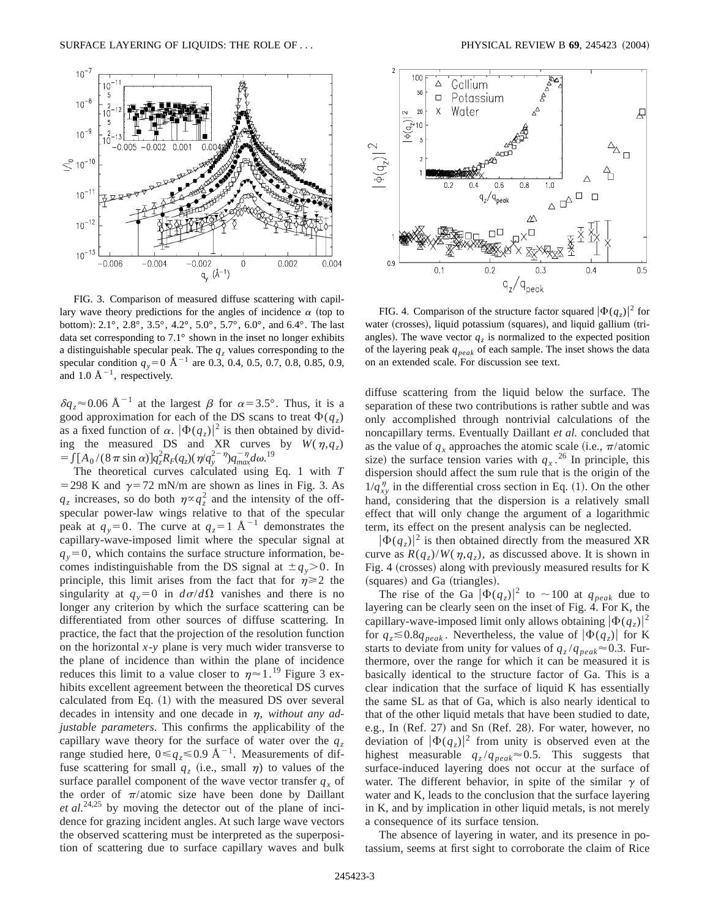FIG. 3. Comparison of measured diffuse scattering with capillary wave theory predictions for the angles of incidence $\alpha$ (top to bottom): 2.1°, 2.8°, 3.5°, 4.2°, 5.0°, 5.7°, 6.0°, and 6.4°. The last data set corresponding to 7.1° shown in the inset no longer exhibits a distinguishable specular peak. The $q_z$ values corresponding to the specular condition $q_y = 0$ Å$^{-1}$ are 0.3, 0.4, 0.5, 0.7, 0.8, 0.85, 0.9, and 1.0 Å$^{-1}$, respectively.

FIG. 4. Comparison of the structure factor squared $|\Phi(q_z)|^2$ for water (crosses), liquid potassium (squares), and liquid gallium (triangles). The wave vector $q_z$ is normalized to the expected position of the layering peak $q_{peak}$ of each sample. The inset shows the data on an extended scale. For discussion see text.

$\delta q_z \approx 0.06$ Å$^{-1}$ at the largest $\beta$ for $\alpha = 3.5°$. Thus, it is a good approximation for each of the DS scans to treat $\Phi(q_z)$ as a fixed function of $\alpha$. $|\Phi(q_z)|^2$ is then obtained by dividing the measured DS and XR curves by $W(\eta, q_z) = \int [A_0/(8\pi \sin\alpha)] q_z^2 R_F(q_z)(\eta/q_y^{2-\eta}) q_{max}^{-\eta} d\omega$.[19]

The theoretical curves calculated using Eq. 1 with $T = 298$ K and $\gamma = 72$ mN/m are shown as lines in Fig. 3. As $q_z$ increases, so do both $\eta \propto q_z^2$ and the intensity of the off-specular power-law wings relative to that of the specular peak at $q_y = 0$. The curve at $q_z = 1$ Å$^{-1}$ demonstrates the capillary-wave-imposed limit where the specular signal at $q_y = 0$, which contains the surface structure information, becomes indistinguishable from the DS signal at $\pm q_y > 0$. In principle, this limit arises from the fact that for $\eta \geq 2$ the singularity at $q_y = 0$ in $d\sigma/d\Omega$ vanishes and there is no longer any criterion by which the surface scattering can be differentiated from other sources of diffuse scattering. In practice, the fact that the projection of the resolution function on the horizontal *x-y* plane is very much wider transverse to the plane of incidence than within the plane of incidence reduces this limit to a value closer to $\eta \approx 1$.[19] Figure 3 exhibits excellent agreement between the theoretical DS curves calculated from Eq. (1) with the measured DS over several decades in intensity and one decade in $\eta$, *without any adjustable parameters*. This confirms the applicability of the capillary wave theory for the surface of water over the $q_z$ range studied here, $0 \leq q_z \leq 0.9$ Å$^{-1}$. Measurements of diffuse scattering for small $q_z$ (i.e., small $\eta$) to values of the surface parallel component of the wave vector transfer $q_x$ of the order of $\pi$/atomic size have been done by Daillant *et al.*[24,25] by moving the detector out of the plane of incidence for grazing incident angles. At such large wave vectors the observed scattering must be interpreted as the superposition of scattering due to surface capillary waves and bulk diffuse scattering from the liquid below the surface. The separation of these two contributions is rather subtle and was only accomplished through nontrivial calculations of the noncapillary terms. Eventually Daillant *et al.* concluded that as the value of $q_x$ approaches the atomic scale (i.e., $\pi$/atomic size) the surface tension varies with $q_x$.[26] In principle, this dispersion should affect the sum rule that is the origin of the $1/q_{xy}^{\eta}$ in the differential cross section in Eq. (1). On the other hand, considering that the dispersion is a relatively small effect that will only change the argument of a logarithmic term, its effect on the present analysis can be neglected.

$|\Phi(q_z)|^2$ is then obtained directly from the measured XR curve as $R(q_z)/W(\eta, q_z)$, as discussed above. It is shown in Fig. 4 (crosses) along with previously measured results for K (squares) and Ga (triangles).

The rise of the Ga $|\Phi(q_z)|^2$ to $\sim 100$ at $q_{peak}$ due to layering can be clearly seen on the inset of Fig. 4. For K, the capillary-wave-imposed limit only allows obtaining $|\Phi(q_z)|^2$ for $q_z \lesssim 0.8 q_{peak}$. Nevertheless, the value of $|\Phi(q_z)|$ for K starts to deviate from unity for values of $q_z/q_{peak} \approx 0.3$. Furthermore, over the range for which it can be measured it is basically identical to the structure factor of Ga. This is a clear indication that the surface of liquid K has essentially the same SL as that of Ga, which is also nearly identical to that of the other liquid metals that have been studied to date, e.g., In (Ref. 27) and Sn (Ref. 28). For water, however, no deviation of $|\Phi(q_z)|^2$ from unity is observed even at the highest measurable $q_z/q_{peak} \approx 0.5$. This suggests that surface-induced layering does not occur at the surface of water. The different behavior, in spite of the similar $\gamma$ of water and K, leads to the conclusion that the surface layering in K, and by implication in other liquid metals, is not merely a consequence of its surface tension.

The absence of layering in water, and its presence in potassium, seems at first sight to corroborate the claim of Rice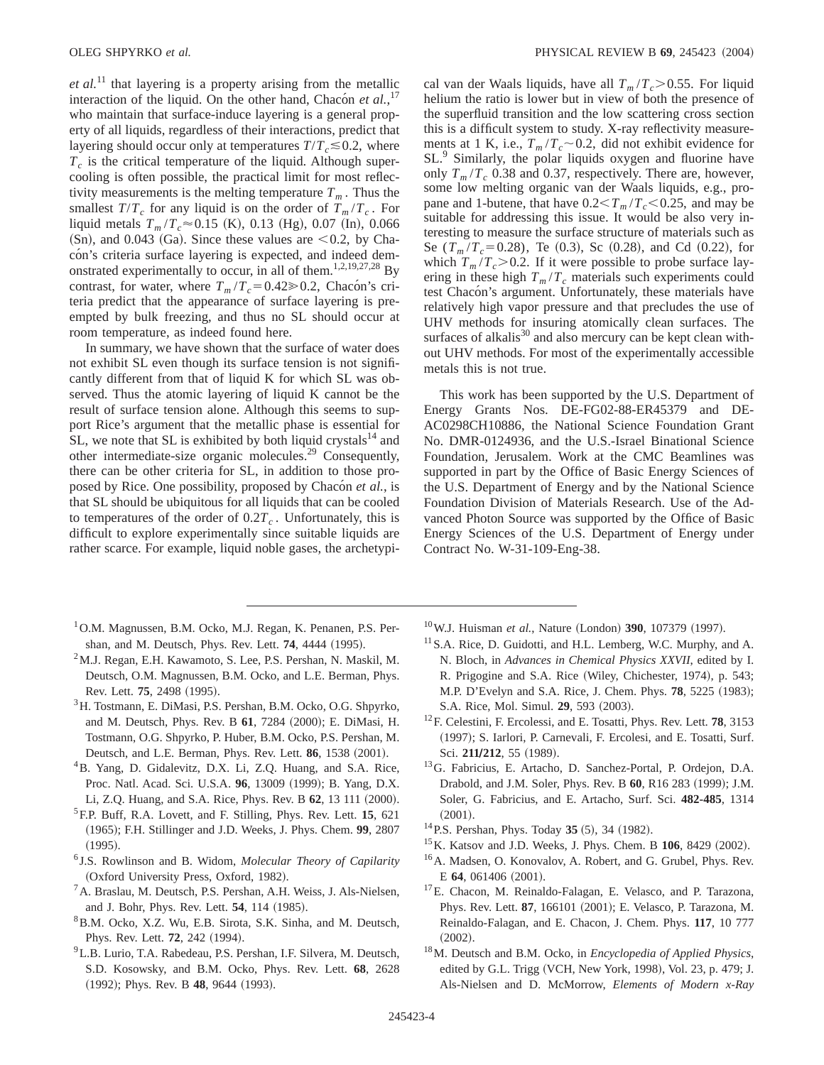*et al.*[11] that layering is a property arising from the metallic interaction of the liquid. On the other hand, Chacón *et al.*,[17] who maintain that surface-induce layering is a general property of all liquids, regardless of their interactions, predict that layering should occur only at temperatures $T/T_c \lesssim 0.2$, where $T_c$ is the critical temperature of the liquid. Although supercooling is often possible, the practical limit for most reflectivity measurements is the melting temperature $T_m$. Thus the smallest $T/T_c$ for any liquid is on the order of $T_m/T_c$. For liquid metals $T_m/T_c \approx 0.15$ (K), 0.13 (Hg), 0.07 (In), 0.066 (Sn), and 0.043 (Ga). Since these values are $<0.2$, by Chacón's criteria surface layering is expected, and indeed demonstrated experimentally to occur, in all of them.[1,2,19,27,28] By contrast, for water, where $T_m/T_c = 0.42 \gg 0.2$, Chacón's criteria predict that the appearance of surface layering is preempted by bulk freezing, and thus no SL should occur at room temperature, as indeed found here.

In summary, we have shown that the surface of water does not exhibit SL even though its surface tension is not significantly different from that of liquid K for which SL was observed. Thus the atomic layering of liquid K cannot be the result of surface tension alone. Although this seems to support Rice's argument that the metallic phase is essential for SL, we note that SL is exhibited by both liquid crystals[14] and other intermediate-size organic molecules.[29] Consequently, there can be other criteria for SL, in addition to those proposed by Rice. One possibility, proposed by Chacón *et al.*, is that SL should be ubiquitous for all liquids that can be cooled to temperatures of the order of $0.2T_c$. Unfortunately, this is difficult to explore experimentally since suitable liquids are rather scarce. For example, liquid noble gases, the archetypical van der Waals liquids, have all $T_m/T_c > 0.55$. For liquid helium the ratio is lower but in view of both the presence of the superfluid transition and the low scattering cross section this is a difficult system to study. X-ray reflectivity measurements at 1 K, i.e., $T_m/T_c \sim 0.2$, did not exhibit evidence for SL.[9] Similarly, the polar liquids oxygen and fluorine have only $T_m/T_c$ 0.38 and 0.37, respectively. There are, however, some low melting organic van der Waals liquids, e.g., propane and 1-butene, that have $0.2 < T_m/T_c < 0.25$, and may be suitable for addressing this issue. It would be also very interesting to measure the surface structure of materials such as Se ($T_m/T_c = 0.28$), Te (0.3), Sc (0.28), and Cd (0.22), for which $T_m/T_c > 0.2$. If it were possible to probe surface layering in these high $T_m/T_c$ materials such experiments could test Chacón's argument. Unfortunately, these materials have relatively high vapor pressure and that precludes the use of UHV methods for insuring atomically clean surfaces. The surfaces of alkalis[30] and also mercury can be kept clean without UHV methods. For most of the experimentally accessible metals this is not true.

This work has been supported by the U.S. Department of Energy Grants Nos. DE-FG02-88-ER45379 and DE-AC0298CH10886, the National Science Foundation Grant No. DMR-0124936, and the U.S.-Israel Binational Science Foundation, Jerusalem. Work at the CMC Beamlines was supported in part by the Office of Basic Energy Sciences of the U.S. Department of Energy and by the National Science Foundation Division of Materials Research. Use of the Advanced Photon Source was supported by the Office of Basic Energy Sciences of the U.S. Department of Energy under Contract No. W-31-109-Eng-38.

---

[1] O.M. Magnussen, B.M. Ocko, M.J. Regan, K. Penanen, P.S. Pershan, and M. Deutsch, Phys. Rev. Lett. **74**, 4444 (1995).

[2] M.J. Regan, E.H. Kawamoto, S. Lee, P.S. Pershan, N. Maskil, M. Deutsch, O.M. Magnussen, B.M. Ocko, and L.E. Berman, Phys. Rev. Lett. **75**, 2498 (1995).

[3] H. Tostmann, E. DiMasi, P.S. Pershan, B.M. Ocko, O.G. Shpyrko, and M. Deutsch, Phys. Rev. B **61**, 7284 (2000); E. DiMasi, H. Tostmann, O.G. Shpyrko, P. Huber, B.M. Ocko, P.S. Pershan, M. Deutsch, and L.E. Berman, Phys. Rev. Lett. **86**, 1538 (2001).

[4] B. Yang, D. Gidalevitz, D.X. Li, Z.Q. Huang, and S.A. Rice, Proc. Natl. Acad. Sci. U.S.A. **96**, 13009 (1999); B. Yang, D.X. Li, Z.Q. Huang, and S.A. Rice, Phys. Rev. B **62**, 13 111 (2000).

[5] F.P. Buff, R.A. Lovett, and F. Stilling, Phys. Rev. Lett. **15**, 621 (1965); F.H. Stillinger and J.D. Weeks, J. Phys. Chem. **99**, 2807 (1995).

[6] J.S. Rowlinson and B. Widom, *Molecular Theory of Capilarity* (Oxford University Press, Oxford, 1982).

[7] A. Braslau, M. Deutsch, P.S. Pershan, A.H. Weiss, J. Als-Nielsen, and J. Bohr, Phys. Rev. Lett. **54**, 114 (1985).

[8] B.M. Ocko, X.Z. Wu, E.B. Sirota, S.K. Sinha, and M. Deutsch, Phys. Rev. Lett. **72**, 242 (1994).

[9] L.B. Lurio, T.A. Rabedeau, P.S. Pershan, I.F. Silvera, M. Deutsch, S.D. Kosowsky, and B.M. Ocko, Phys. Rev. Lett. **68**, 2628 (1992); Phys. Rev. B **48**, 9644 (1993).

[10] W.J. Huisman *et al.*, Nature (London) **390**, 107379 (1997).

[11] S.A. Rice, D. Guidotti, and H.L. Lemberg, W.C. Murphy, and A. N. Bloch, in *Advances in Chemical Physics XXVII*, edited by I. R. Prigogine and S.A. Rice (Wiley, Chichester, 1974), p. 543; M.P. D'Evelyn and S.A. Rice, J. Chem. Phys. **78**, 5225 (1983); S.A. Rice, Mol. Simul. **29**, 593 (2003).

[12] F. Celestini, F. Ercolessi, and E. Tosatti, Phys. Rev. Lett. **78**, 3153 (1997); S. Iarlori, P. Carnevali, F. Ercolesi, and E. Tosatti, Surf. Sci. **211/212**, 55 (1989).

[13] G. Fabricius, E. Artacho, D. Sanchez-Portal, P. Ordejon, D.A. Drabold, and J.M. Soler, Phys. Rev. B **60**, R16 283 (1999); J.M. Soler, G. Fabricius, and E. Artacho, Surf. Sci. **482-485**, 1314 (2001).

[14] P.S. Pershan, Phys. Today **35** (5), 34 (1982).

[15] K. Katsov and J.D. Weeks, J. Phys. Chem. B **106**, 8429 (2002).

[16] A. Madsen, O. Konovalov, A. Robert, and G. Grubel, Phys. Rev. E **64**, 061406 (2001).

[17] E. Chacon, M. Reinaldo-Falagan, E. Velasco, and P. Tarazona, Phys. Rev. Lett. **87**, 166101 (2001); E. Velasco, P. Tarazona, M. Reinaldo-Falagan, and E. Chacon, J. Chem. Phys. **117**, 10 777 (2002).

[18] M. Deutsch and B.M. Ocko, in *Encyclopedia of Applied Physics*, edited by G.L. Trigg (VCH, New York, 1998), Vol. 23, p. 479; J. Als-Nielsen and D. McMorrow, *Elements of Modern x-Ray*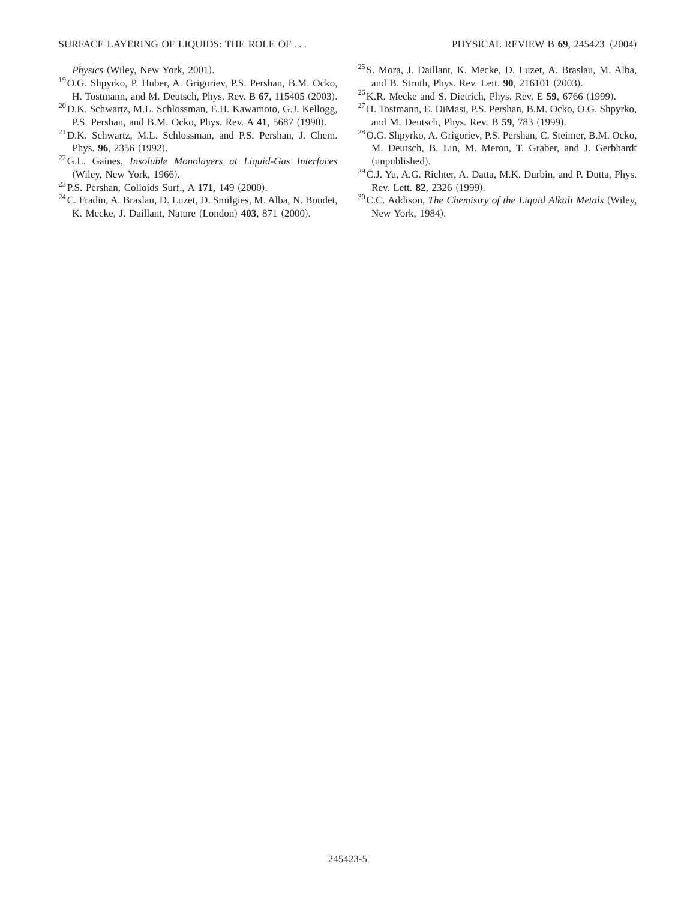*Physics* (Wiley, New York, 2001).

[19] O.G. Shpyrko, P. Huber, A. Grigoriev, P.S. Pershan, B.M. Ocko, H. Tostmann, and M. Deutsch, Phys. Rev. B **67**, 115405 (2003).

[20] D.K. Schwartz, M.L. Schlossman, E.H. Kawamoto, G.J. Kellogg, P.S. Pershan, and B.M. Ocko, Phys. Rev. A **41**, 5687 (1990).

[21] D.K. Schwartz, M.L. Schlossman, and P.S. Pershan, J. Chem. Phys. **96**, 2356 (1992).

[22] G.L. Gaines, *Insoluble Monolayers at Liquid-Gas Interfaces* (Wiley, New York, 1966).

[23] P.S. Pershan, Colloids Surf., A **171**, 149 (2000).

[24] C. Fradin, A. Braslau, D. Luzet, D. Smilgies, M. Alba, N. Boudet, K. Mecke, J. Daillant, Nature (London) **403**, 871 (2000).

[25] S. Mora, J. Daillant, K. Mecke, D. Luzet, A. Braslau, M. Alba, and B. Struth, Phys. Rev. Lett. **90**, 216101 (2003).

[26] K.R. Mecke and S. Dietrich, Phys. Rev. E **59**, 6766 (1999).

[27] H. Tostmann, E. DiMasi, P.S. Pershan, B.M. Ocko, O.G. Shpyrko, and M. Deutsch, Phys. Rev. B **59**, 783 (1999).

[28] O.G. Shpyrko, A. Grigoriev, P.S. Pershan, C. Steimer, B.M. Ocko, M. Deutsch, B. Lin, M. Meron, T. Graber, and J. Gerbhardt (unpublished).

[29] C.J. Yu, A.G. Richter, A. Datta, M.K. Durbin, and P. Dutta, Phys. Rev. Lett. **82**, 2326 (1999).

[30] C.C. Addison, *The Chemistry of the Liquid Alkali Metals* (Wiley, New York, 1984).